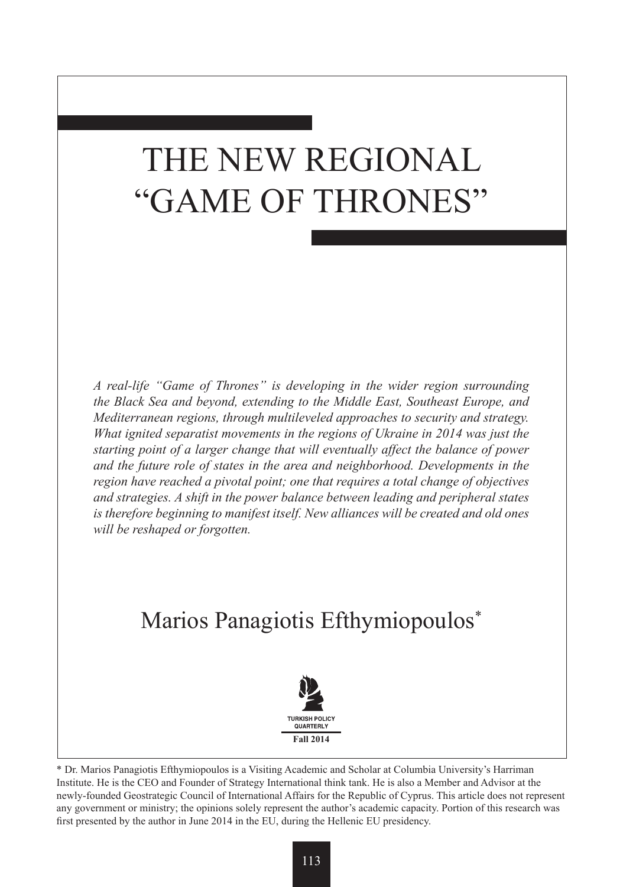# THE NEW REGIONAL "GAME OF THRONES"

*A real-life "Game of Thrones" is developing in the wider region surrounding the Black Sea and beyond, extending to the Middle East, Southeast Europe, and Mediterranean regions, through multileveled approaches to security and strategy. What ignited separatist movements in the regions of Ukraine in 2014 was just the starting point of a larger change that will eventually affect the balance of power and the future role of states in the area and neighborhood. Developments in the region have reached a pivotal point; one that requires a total change of objectives and strategies. A shift in the power balance between leading and peripheral states is therefore beginning to manifest itself. New alliances will be created and old ones will be reshaped or forgotten.*

## Marios Panagiotis Efthymiopoulos*

\* Dr. Marios Panagiotis Efthymiopoulos is a Visiting Academic and Scholar at Columbia University's Harriman Institute. He is the CEO and Founder of Strategy International think tank. He is also a Member and Advisor at the newly-founded Geostrategic Council of International Affairs for the Republic of Cyprus. This article does not represent any government or ministry; the opinions solely represent the author's academic capacity. Portion of this research was first presented by the author in June 2014 in the EU, during the Hellenic EU presidency.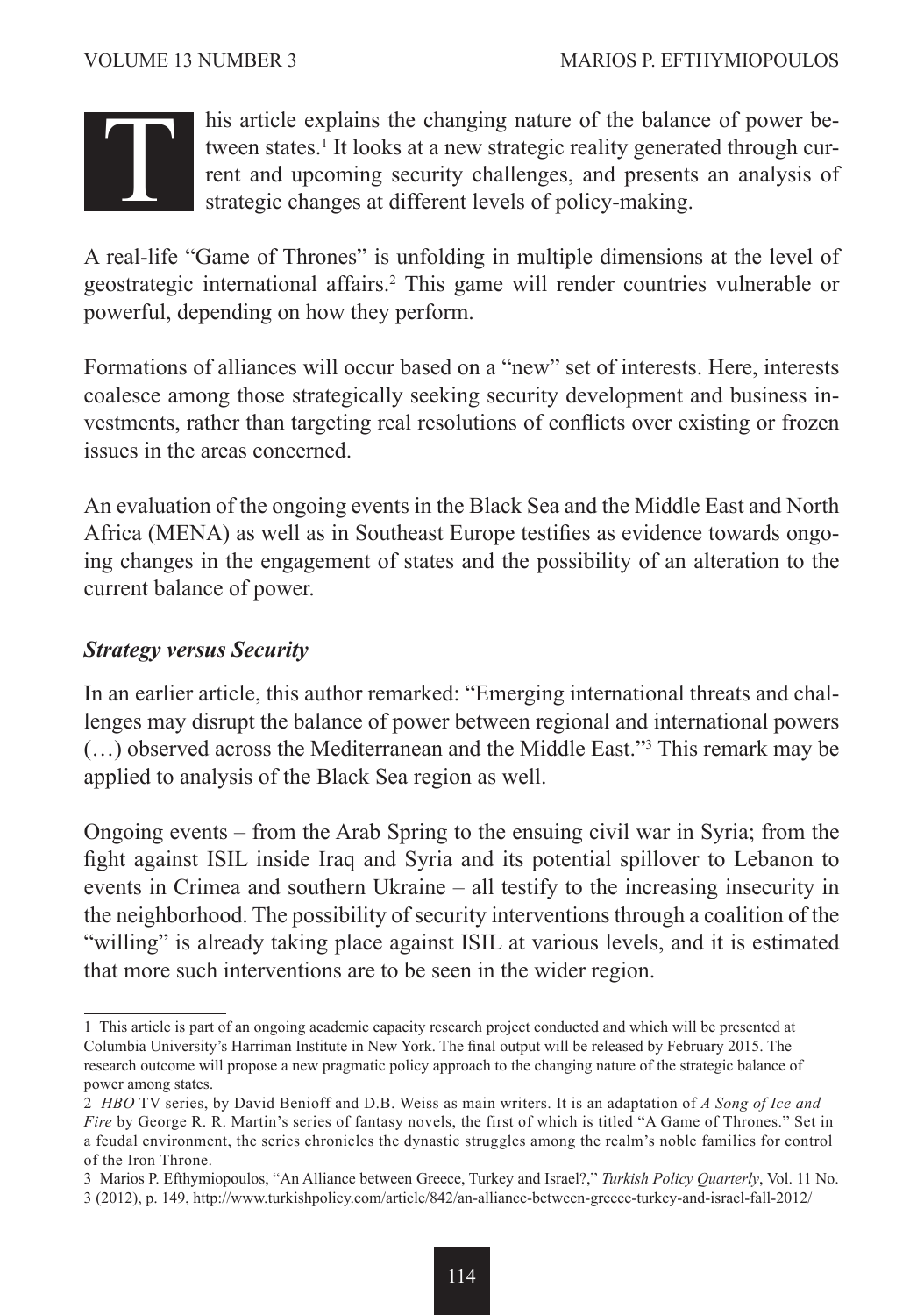This article explains the changing nature of the balance of power between states.[1] It looks at a new strategic reality generated through current and upcoming security challenges, and presents an analysis of strategic changes at different levels of policy-making.

A real-life "Game of Thrones" is unfolding in multiple dimensions at the level of geostrategic international affairs.[2] This game will render countries vulnerable or powerful, depending on how they perform.

Formations of alliances will occur based on a "new" set of interests. Here, interests coalesce among those strategically seeking security development and business investments, rather than targeting real resolutions of conflicts over existing or frozen issues in the areas concerned.

An evaluation of the ongoing events in the Black Sea and the Middle East and North Africa (MENA) as well as in Southeast Europe testifies as evidence towards ongoing changes in the engagement of states and the possibility of an alteration to the current balance of power.

### *Strategy versus Security*

In an earlier article, this author remarked: "Emerging international threats and challenges may disrupt the balance of power between regional and international powers (…) observed across the Mediterranean and the Middle East."[3] This remark may be applied to analysis of the Black Sea region as well.

Ongoing events – from the Arab Spring to the ensuing civil war in Syria; from the fight against ISIL inside Iraq and Syria and its potential spillover to Lebanon to events in Crimea and southern Ukraine – all testify to the increasing insecurity in the neighborhood. The possibility of security interventions through a coalition of the "willing" is already taking place against ISIL at various levels, and it is estimated that more such interventions are to be seen in the wider region.

---

1 This article is part of an ongoing academic capacity research project conducted and which will be presented at Columbia University's Harriman Institute in New York. The final output will be released by February 2015. The research outcome will propose a new pragmatic policy approach to the changing nature of the strategic balance of power among states.

2 *HBO* TV series, by David Benioff and D.B. Weiss as main writers. It is an adaptation of *A Song of Ice and Fire* by George R. R. Martin's series of fantasy novels, the first of which is titled "A Game of Thrones." Set in a feudal environment, the series chronicles the dynastic struggles among the realm's noble families for control of the Iron Throne.

3 Marios P. Efthymiopoulos, "An Alliance between Greece, Turkey and Israel?," *Turkish Policy Quarterly*, Vol. 11 No. 3 (2012), p. 149, http://www.turkishpolicy.com/article/842/an-alliance-between-greece-turkey-and-israel-fall-2012/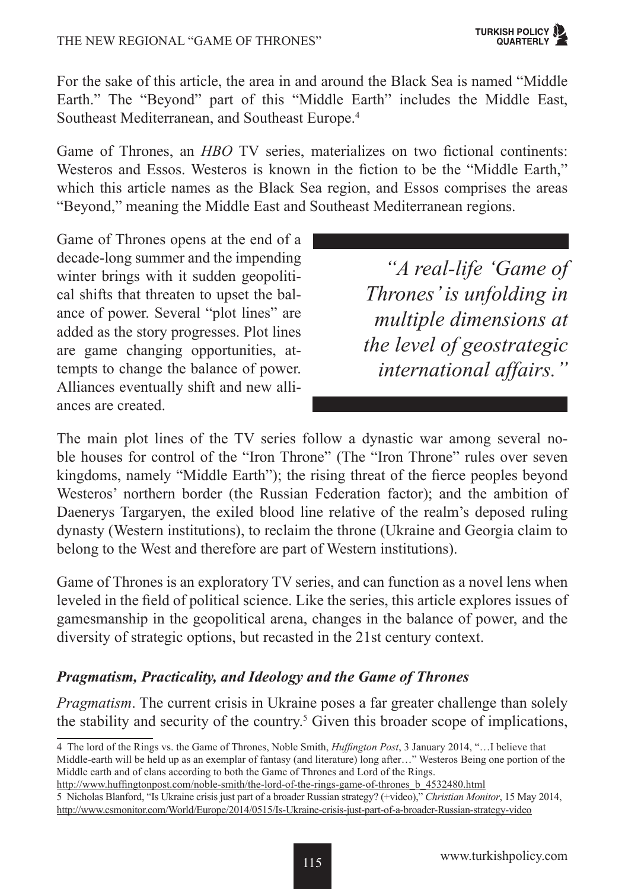For the sake of this article, the area in and around the Black Sea is named "Middle Earth." The "Beyond" part of this "Middle Earth" includes the Middle East, Southeast Mediterranean, and Southeast Europe.[4]

Game of Thrones, an *HBO* TV series, materializes on two fictional continents: Westeros and Essos. Westeros is known in the fiction to be the "Middle Earth," which this article names as the Black Sea region, and Essos comprises the areas "Beyond," meaning the Middle East and Southeast Mediterranean regions.

Game of Thrones opens at the end of a decade-long summer and the impending winter brings with it sudden geopolitical shifts that threaten to upset the balance of power. Several "plot lines" are added as the story progresses. Plot lines are game changing opportunities, attempts to change the balance of power. Alliances eventually shift and new alliances are created.

> *"A real-life 'Game of Thrones' is unfolding in multiple dimensions at the level of geostrategic international affairs."*

The main plot lines of the TV series follow a dynastic war among several noble houses for control of the "Iron Throne" (The "Iron Throne" rules over seven kingdoms, namely "Middle Earth"); the rising threat of the fierce peoples beyond Westeros' northern border (the Russian Federation factor); and the ambition of Daenerys Targaryen, the exiled blood line relative of the realm's deposed ruling dynasty (Western institutions), to reclaim the throne (Ukraine and Georgia claim to belong to the West and therefore are part of Western institutions).

Game of Thrones is an exploratory TV series, and can function as a novel lens when leveled in the field of political science. Like the series, this article explores issues of gamesmanship in the geopolitical arena, changes in the balance of power, and the diversity of strategic options, but recasted in the 21st century context.

### *Pragmatism, Practicality, and Ideology and the Game of Thrones*

*Pragmatism*. The current crisis in Ukraine poses a far greater challenge than solely the stability and security of the country.[5] Given this broader scope of implications,

---

4 The lord of the Rings vs. the Game of Thrones, Noble Smith, *Huffington Post*, 3 January 2014, "…I believe that Middle-earth will be held up as an exemplar of fantasy (and literature) long after…" Westeros Being one portion of the Middle earth and of clans according to both the Game of Thrones and Lord of the Rings. http://www.huffingtonpost.com/noble-smith/the-lord-of-the-rings-game-of-thrones_b_4532480.html

5 Nicholas Blanford, "Is Ukraine crisis just part of a broader Russian strategy? (+video)," *Christian Monitor*, 15 May 2014, http://www.csmonitor.com/World/Europe/2014/0515/Is-Ukraine-crisis-just-part-of-a-broader-Russian-strategy-video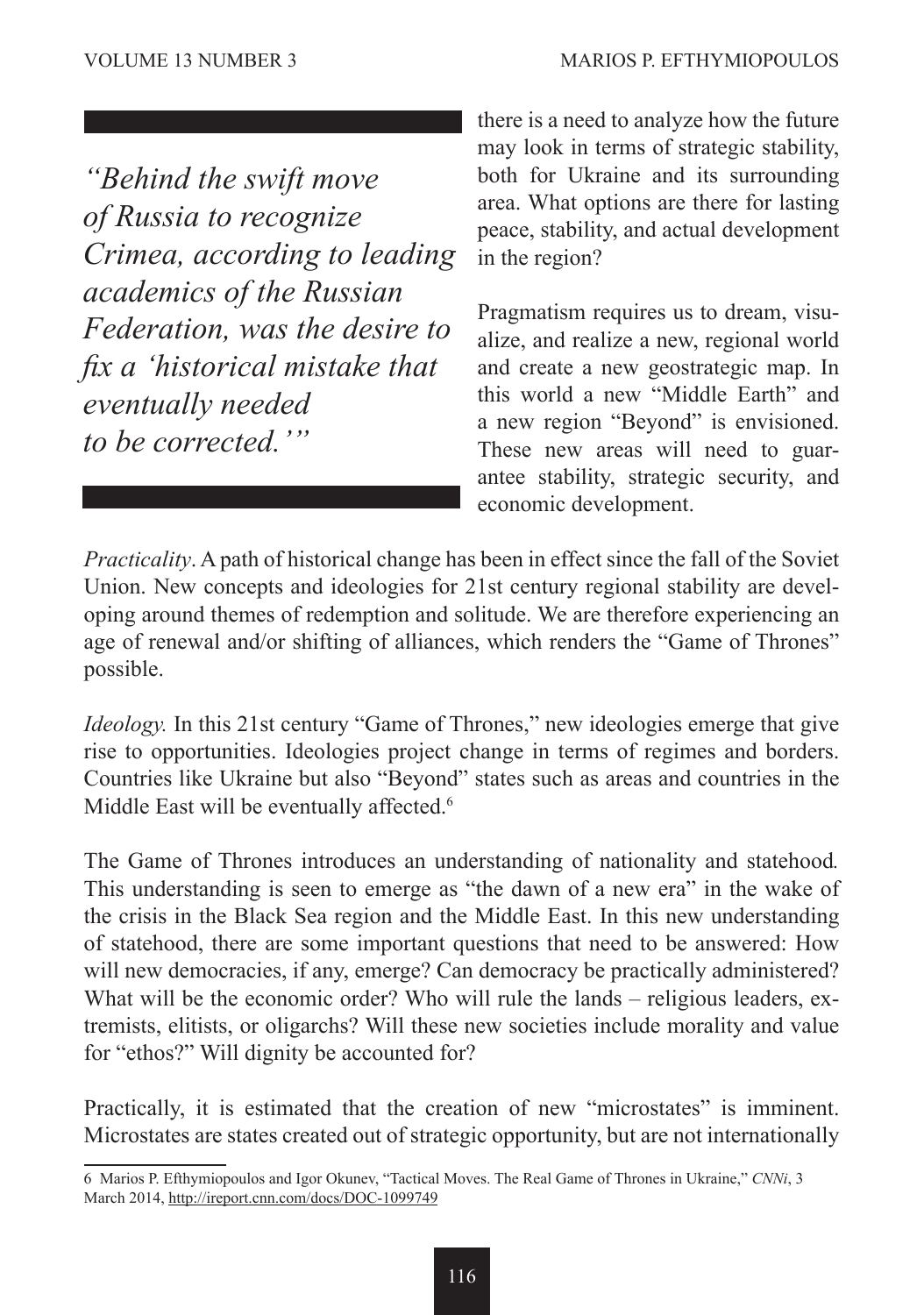*"Behind the swift move of Russia to recognize Crimea, according to leading academics of the Russian Federation, was the desire to fix a 'historical mistake that eventually needed to be corrected.'"*

there is a need to analyze how the future may look in terms of strategic stability, both for Ukraine and its surrounding area. What options are there for lasting peace, stability, and actual development in the region?

Pragmatism requires us to dream, visualize, and realize a new, regional world and create a new geostrategic map. In this world a new "Middle Earth" and a new region "Beyond" is envisioned. These new areas will need to guarantee stability, strategic security, and economic development.

*Practicality*. A path of historical change has been in effect since the fall of the Soviet Union. New concepts and ideologies for 21st century regional stability are developing around themes of redemption and solitude. We are therefore experiencing an age of renewal and/or shifting of alliances, which renders the "Game of Thrones" possible.

*Ideology.* In this 21st century "Game of Thrones," new ideologies emerge that give rise to opportunities. Ideologies project change in terms of regimes and borders. Countries like Ukraine but also "Beyond" states such as areas and countries in the Middle East will be eventually affected.[6]

The Game of Thrones introduces an understanding of nationality and statehood. This understanding is seen to emerge as "the dawn of a new era" in the wake of the crisis in the Black Sea region and the Middle East. In this new understanding of statehood, there are some important questions that need to be answered: How will new democracies, if any, emerge? Can democracy be practically administered? What will be the economic order? Who will rule the lands – religious leaders, extremists, elitists, or oligarchs? Will these new societies include morality and value for "ethos?" Will dignity be accounted for?

Practically, it is estimated that the creation of new "microstates" is imminent. Microstates are states created out of strategic opportunity, but are not internationally

---

6 Marios P. Efthymiopoulos and Igor Okunev, "Tactical Moves. The Real Game of Thrones in Ukraine," *CNNi*, 3 March 2014, http://ireport.cnn.com/docs/DOC-1099749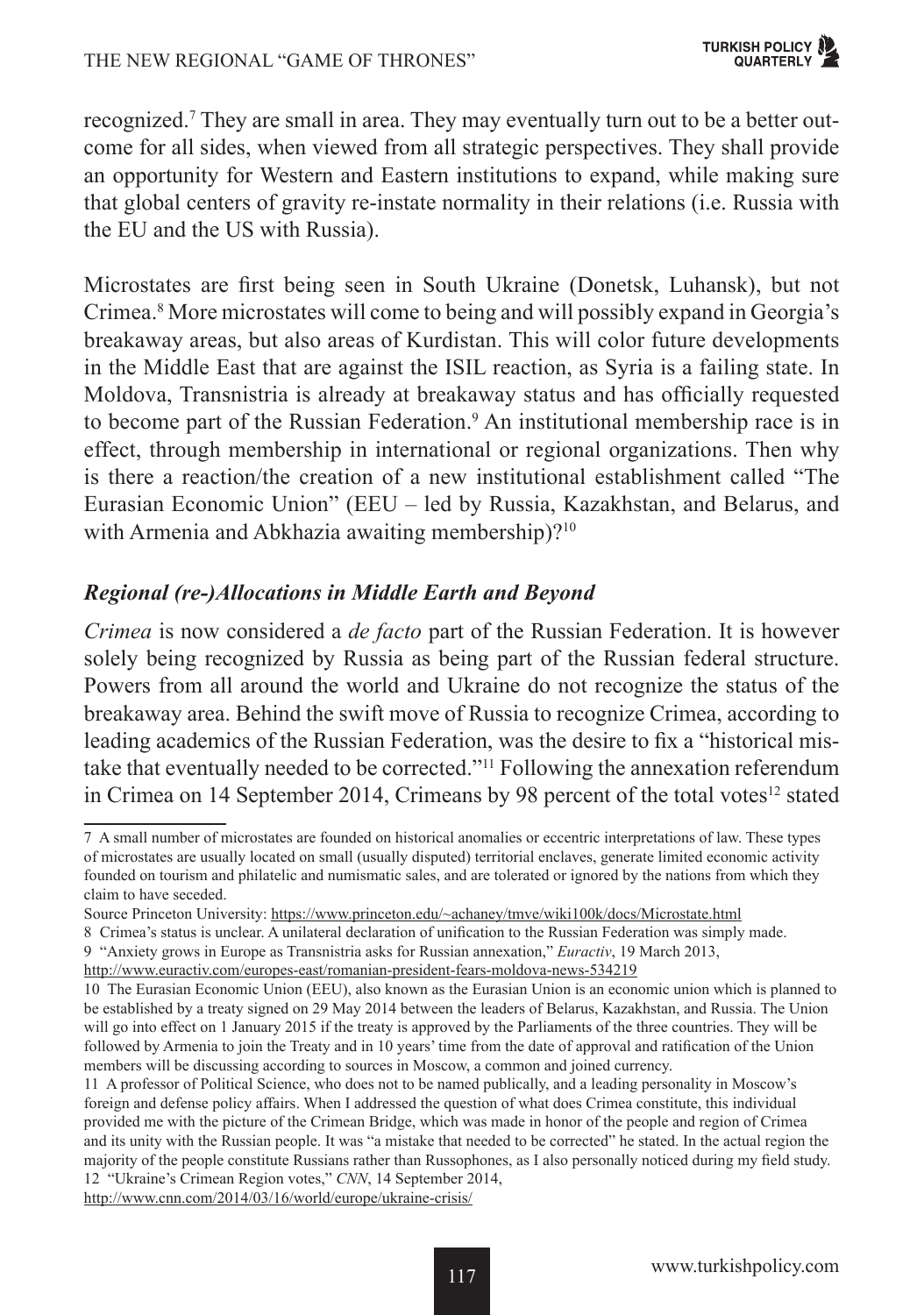recognized.[7] They are small in area. They may eventually turn out to be a better outcome for all sides, when viewed from all strategic perspectives. They shall provide an opportunity for Western and Eastern institutions to expand, while making sure that global centers of gravity re-instate normality in their relations (i.e. Russia with the EU and the US with Russia).

Microstates are first being seen in South Ukraine (Donetsk, Luhansk), but not Crimea.[8] More microstates will come to being and will possibly expand in Georgia's breakaway areas, but also areas of Kurdistan. This will color future developments in the Middle East that are against the ISIL reaction, as Syria is a failing state. In Moldova, Transnistria is already at breakaway status and has officially requested to become part of the Russian Federation.[9] An institutional membership race is in effect, through membership in international or regional organizations. Then why is there a reaction/the creation of a new institutional establishment called "The Eurasian Economic Union" (EEU – led by Russia, Kazakhstan, and Belarus, and with Armenia and Abkhazia awaiting membership)?[10]

### *Regional (re-)Allocations in Middle Earth and Beyond*

*Crimea* is now considered a *de facto* part of the Russian Federation. It is however solely being recognized by Russia as being part of the Russian federal structure. Powers from all around the world and Ukraine do not recognize the status of the breakaway area. Behind the swift move of Russia to recognize Crimea, according to leading academics of the Russian Federation, was the desire to fix a "historical mistake that eventually needed to be corrected."[11] Following the annexation referendum in Crimea on 14 September 2014, Crimeans by 98 percent of the total votes[12] stated

---

7 A small number of microstates are founded on historical anomalies or eccentric interpretations of law. These types of microstates are usually located on small (usually disputed) territorial enclaves, generate limited economic activity founded on tourism and philatelic and numismatic sales, and are tolerated or ignored by the nations from which they claim to have seceded.
Source Princeton University: https://www.princeton.edu/~achaney/tmve/wiki100k/docs/Microstate.html

8 Crimea's status is unclear. A unilateral declaration of unification to the Russian Federation was simply made.

9 "Anxiety grows in Europe as Transnistria asks for Russian annexation," *Euractiv*, 19 March 2013, http://www.euractiv.com/europes-east/romanian-president-fears-moldova-news-534219

10 The Eurasian Economic Union (EEU), also known as the Eurasian Union is an economic union which is planned to be established by a treaty signed on 29 May 2014 between the leaders of Belarus, Kazakhstan, and Russia. The Union will go into effect on 1 January 2015 if the treaty is approved by the Parliaments of the three countries. They will be followed by Armenia to join the Treaty and in 10 years' time from the date of approval and ratification of the Union members will be discussing according to sources in Moscow, a common and joined currency.

11 A professor of Political Science, who does not to be named publically, and a leading personality in Moscow's foreign and defense policy affairs. When I addressed the question of what does Crimea constitute, this individual provided me with the picture of the Crimean Bridge, which was made in honor of the people and region of Crimea and its unity with the Russian people. It was "a mistake that needed to be corrected" he stated. In the actual region the majority of the people constitute Russians rather than Russophones, as I also personally noticed during my field study.

12 "Ukraine's Crimean Region votes," *CNN*, 14 September 2014, http://www.cnn.com/2014/03/16/world/europe/ukraine-crisis/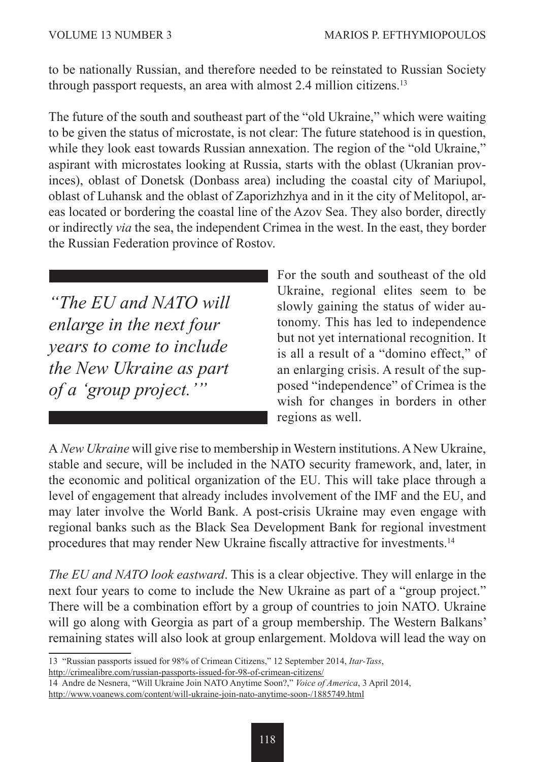to be nationally Russian, and therefore needed to be reinstated to Russian Society through passport requests, an area with almost 2.4 million citizens.[13]

The future of the south and southeast part of the "old Ukraine," which were waiting to be given the status of microstate, is not clear: The future statehood is in question, while they look east towards Russian annexation. The region of the "old Ukraine," aspirant with microstates looking at Russia, starts with the oblast (Ukranian provinces), oblast of Donetsk (Donbass area) including the coastal city of Mariupol, oblast of Luhansk and the oblast of Zaporizhzhya and in it the city of Melitopol, areas located or bordering the coastal line of the Azov Sea. They also border, directly or indirectly *via* the sea, the independent Crimea in the west. In the east, they border the Russian Federation province of Rostov.

> *"The EU and NATO will enlarge in the next four years to come to include the New Ukraine as part of a 'group project.'"*

For the south and southeast of the old Ukraine, regional elites seem to be slowly gaining the status of wider autonomy. This has led to independence but not yet international recognition. It is all a result of a "domino effect," of an enlarging crisis. A result of the supposed "independence" of Crimea is the wish for changes in borders in other regions as well.

A *New Ukraine* will give rise to membership in Western institutions. A New Ukraine, stable and secure, will be included in the NATO security framework, and, later, in the economic and political organization of the EU. This will take place through a level of engagement that already includes involvement of the IMF and the EU, and may later involve the World Bank. A post-crisis Ukraine may even engage with regional banks such as the Black Sea Development Bank for regional investment procedures that may render New Ukraine fiscally attractive for investments.[14]

*The EU and NATO look eastward*. This is a clear objective. They will enlarge in the next four years to come to include the New Ukraine as part of a "group project." There will be a combination effort by a group of countries to join NATO. Ukraine will go along with Georgia as part of a group membership. The Western Balkans' remaining states will also look at group enlargement. Moldova will lead the way on

---

13 "Russian passports issued for 98% of Crimean Citizens," 12 September 2014, *Itar-Tass*, http://crimealibre.com/russian-passports-issued-for-98-of-crimean-citizens/

14 Andre de Nesnera, "Will Ukraine Join NATO Anytime Soon?," *Voice of America*, 3 April 2014, http://www.voanews.com/content/will-ukraine-join-nato-anytime-soon-/1885749.html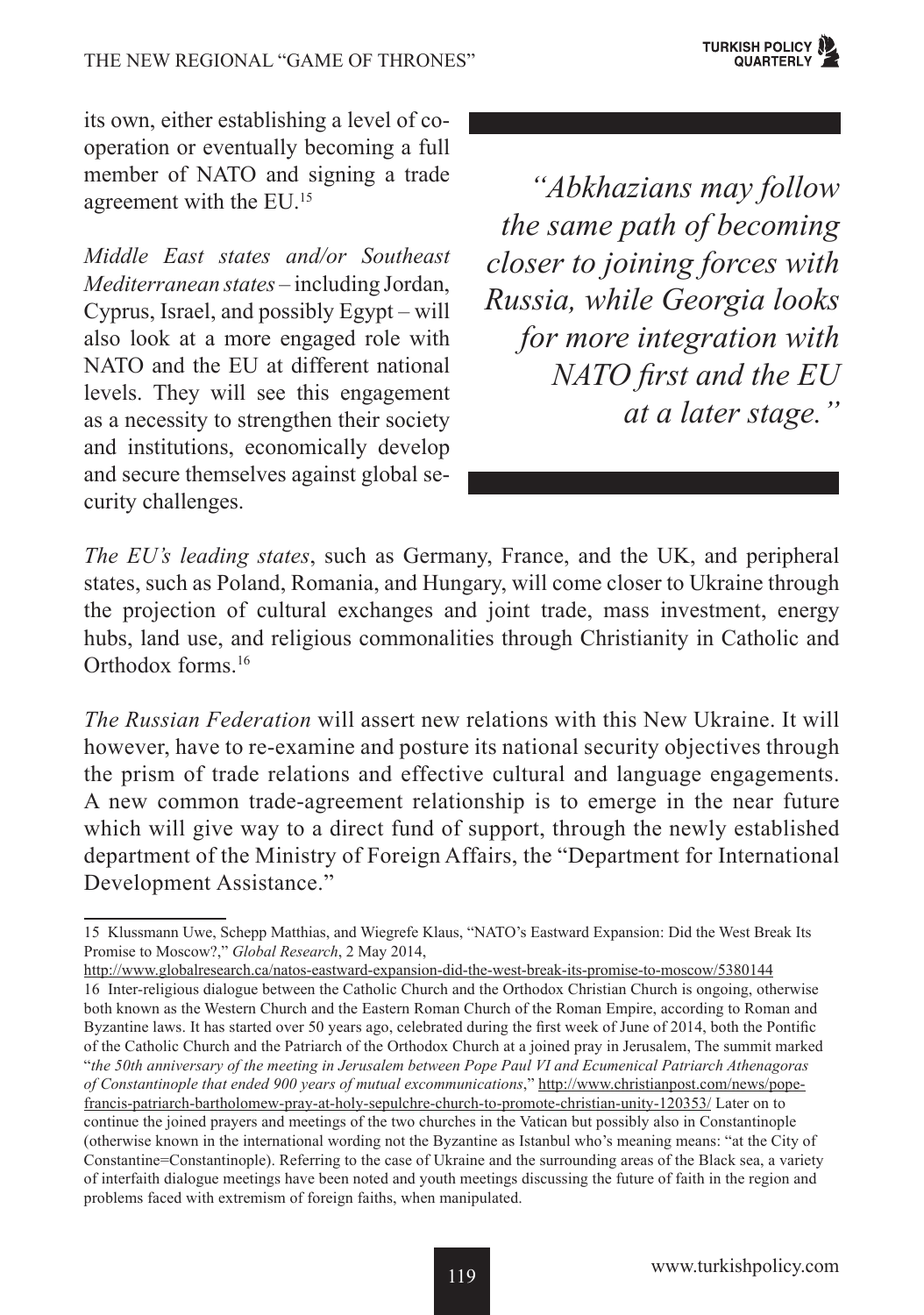its own, either establishing a level of co-operation or eventually becoming a full member of NATO and signing a trade agreement with the EU.[15]

> *"Abkhazians may follow the same path of becoming closer to joining forces with Russia, while Georgia looks for more integration with NATO first and the EU at a later stage."*

*Middle East states and/or Southeast Mediterranean states* – including Jordan, Cyprus, Israel, and possibly Egypt – will also look at a more engaged role with NATO and the EU at different national levels. They will see this engagement as a necessity to strengthen their society and institutions, economically develop and secure themselves against global security challenges.

*The EU's leading states*, such as Germany, France, and the UK, and peripheral states, such as Poland, Romania, and Hungary, will come closer to Ukraine through the projection of cultural exchanges and joint trade, mass investment, energy hubs, land use, and religious commonalities through Christianity in Catholic and Orthodox forms.[16]

*The Russian Federation* will assert new relations with this New Ukraine. It will however, have to re-examine and posture its national security objectives through the prism of trade relations and effective cultural and language engagements. A new common trade-agreement relationship is to emerge in the near future which will give way to a direct fund of support, through the newly established department of the Ministry of Foreign Affairs, the "Department for International Development Assistance."

---

15 Klussmann Uwe, Schepp Matthias, and Wiegrefe Klaus, "NATO's Eastward Expansion: Did the West Break Its Promise to Moscow?," *Global Research*, 2 May 2014, http://www.globalresearch.ca/natos-eastward-expansion-did-the-west-break-its-promise-to-moscow/5380144

16 Inter-religious dialogue between the Catholic Church and the Orthodox Christian Church is ongoing, otherwise both known as the Western Church and the Eastern Roman Church of the Roman Empire, according to Roman and Byzantine laws. It has started over 50 years ago, celebrated during the first week of June of 2014, both the Pontific of the Catholic Church and the Patriarch of the Orthodox Church at a joined pray in Jerusalem, The summit marked "*the 50th anniversary of the meeting in Jerusalem between Pope Paul VI and Ecumenical Patriarch Athenagoras of Constantinople that ended 900 years of mutual excommunications*," http://www.christianpost.com/news/pope-francis-patriarch-bartholomew-pray-at-holy-sepulchre-church-to-promote-christian-unity-120353/ Later on to continue the joined prayers and meetings of the two churches in the Vatican but possibly also in Constantinople (otherwise known in the international wording not the Byzantine as Istanbul who's meaning means: "at the City of Constantine=Constantinople). Referring to the case of Ukraine and the surrounding areas of the Black sea, a variety of interfaith dialogue meetings have been noted and youth meetings discussing the future of faith in the region and problems faced with extremism of foreign faiths, when manipulated.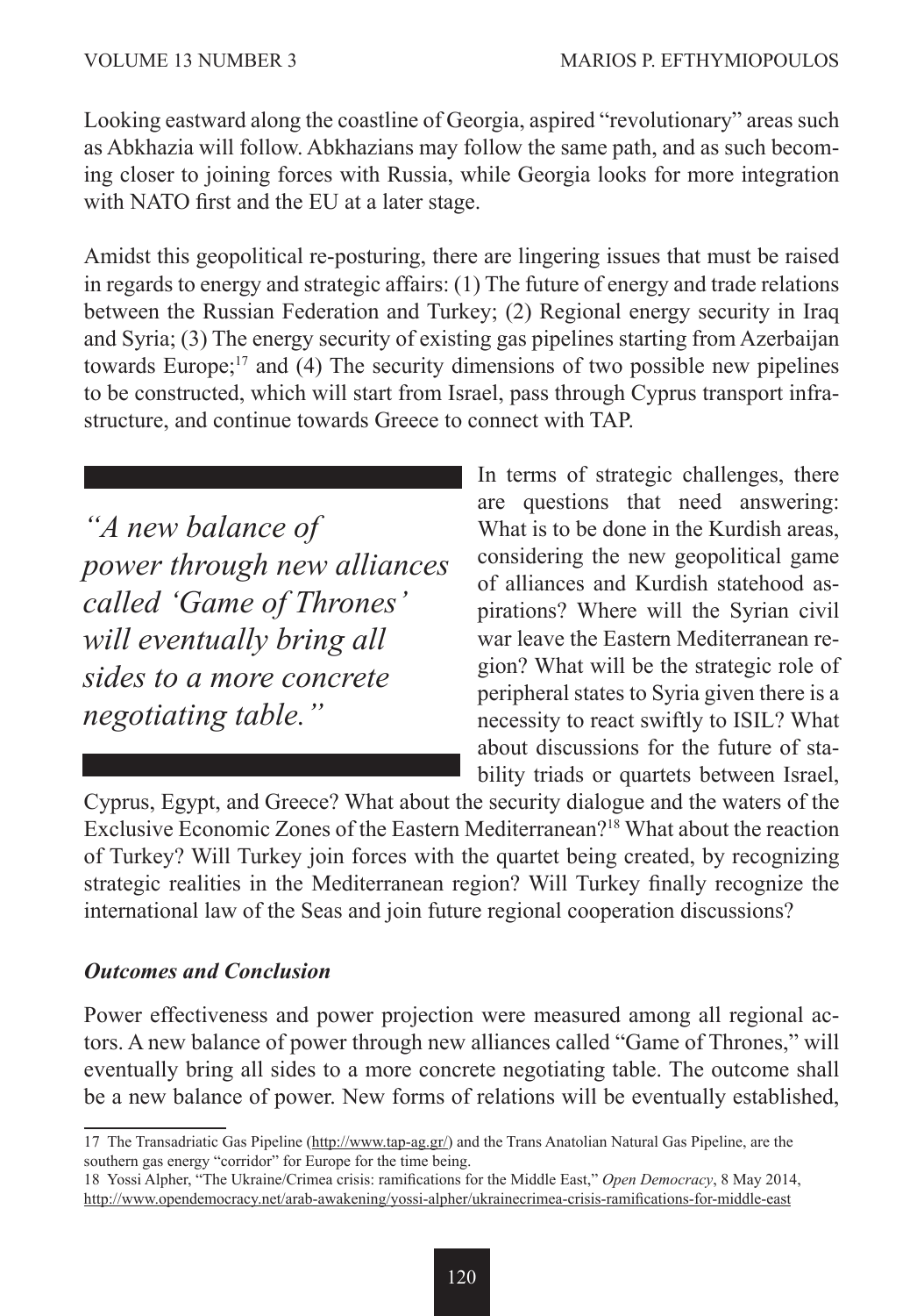Looking eastward along the coastline of Georgia, aspired "revolutionary" areas such as Abkhazia will follow. Abkhazians may follow the same path, and as such becoming closer to joining forces with Russia, while Georgia looks for more integration with NATO first and the EU at a later stage.

Amidst this geopolitical re-posturing, there are lingering issues that must be raised in regards to energy and strategic affairs: (1) The future of energy and trade relations between the Russian Federation and Turkey; (2) Regional energy security in Iraq and Syria; (3) The energy security of existing gas pipelines starting from Azerbaijan towards Europe;[17] and (4) The security dimensions of two possible new pipelines to be constructed, which will start from Israel, pass through Cyprus transport infrastructure, and continue towards Greece to connect with TAP.

> *"A new balance of power through new alliances called 'Game of Thrones' will eventually bring all sides to a more concrete negotiating table."*

In terms of strategic challenges, there are questions that need answering: What is to be done in the Kurdish areas, considering the new geopolitical game of alliances and Kurdish statehood aspirations? Where will the Syrian civil war leave the Eastern Mediterranean region? What will be the strategic role of peripheral states to Syria given there is a necessity to react swiftly to ISIL? What about discussions for the future of stability triads or quartets between Israel, Cyprus, Egypt, and Greece? What about the security dialogue and the waters of the Exclusive Economic Zones of the Eastern Mediterranean?[18] What about the reaction of Turkey? Will Turkey join forces with the quartet being created, by recognizing strategic realities in the Mediterranean region? Will Turkey finally recognize the international law of the Seas and join future regional cooperation discussions?

### ***Outcomes and Conclusion***

Power effectiveness and power projection were measured among all regional actors. A new balance of power through new alliances called "Game of Thrones," will eventually bring all sides to a more concrete negotiating table. The outcome shall be a new balance of power. New forms of relations will be eventually established,

---

17 The Transadriatic Gas Pipeline (http://www.tap-ag.gr/) and the Trans Anatolian Natural Gas Pipeline, are the southern gas energy "corridor" for Europe for the time being.

18 Yossi Alpher, "The Ukraine/Crimea crisis: ramifications for the Middle East," *Open Democracy*, 8 May 2014, http://www.opendemocracy.net/arab-awakening/yossi-alpher/ukrainecrimea-crisis-ramifications-for-middle-east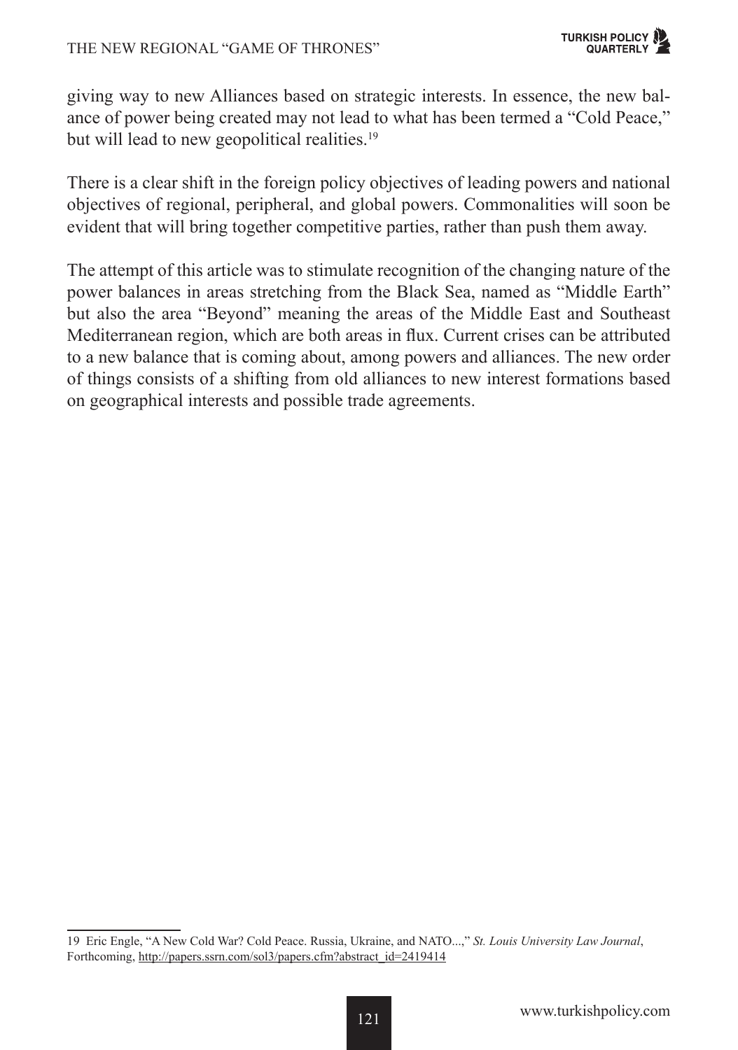giving way to new Alliances based on strategic interests. In essence, the new balance of power being created may not lead to what has been termed a "Cold Peace," but will lead to new geopolitical realities.[19]

There is a clear shift in the foreign policy objectives of leading powers and national objectives of regional, peripheral, and global powers. Commonalities will soon be evident that will bring together competitive parties, rather than push them away.

The attempt of this article was to stimulate recognition of the changing nature of the power balances in areas stretching from the Black Sea, named as "Middle Earth" but also the area "Beyond" meaning the areas of the Middle East and Southeast Mediterranean region, which are both areas in flux. Current crises can be attributed to a new balance that is coming about, among powers and alliances. The new order of things consists of a shifting from old alliances to new interest formations based on geographical interests and possible trade agreements.

---

19 Eric Engle, "A New Cold War? Cold Peace. Russia, Ukraine, and NATO...," *St. Louis University Law Journal*, Forthcoming, http://papers.ssrn.com/sol3/papers.cfm?abstract_id=2419414